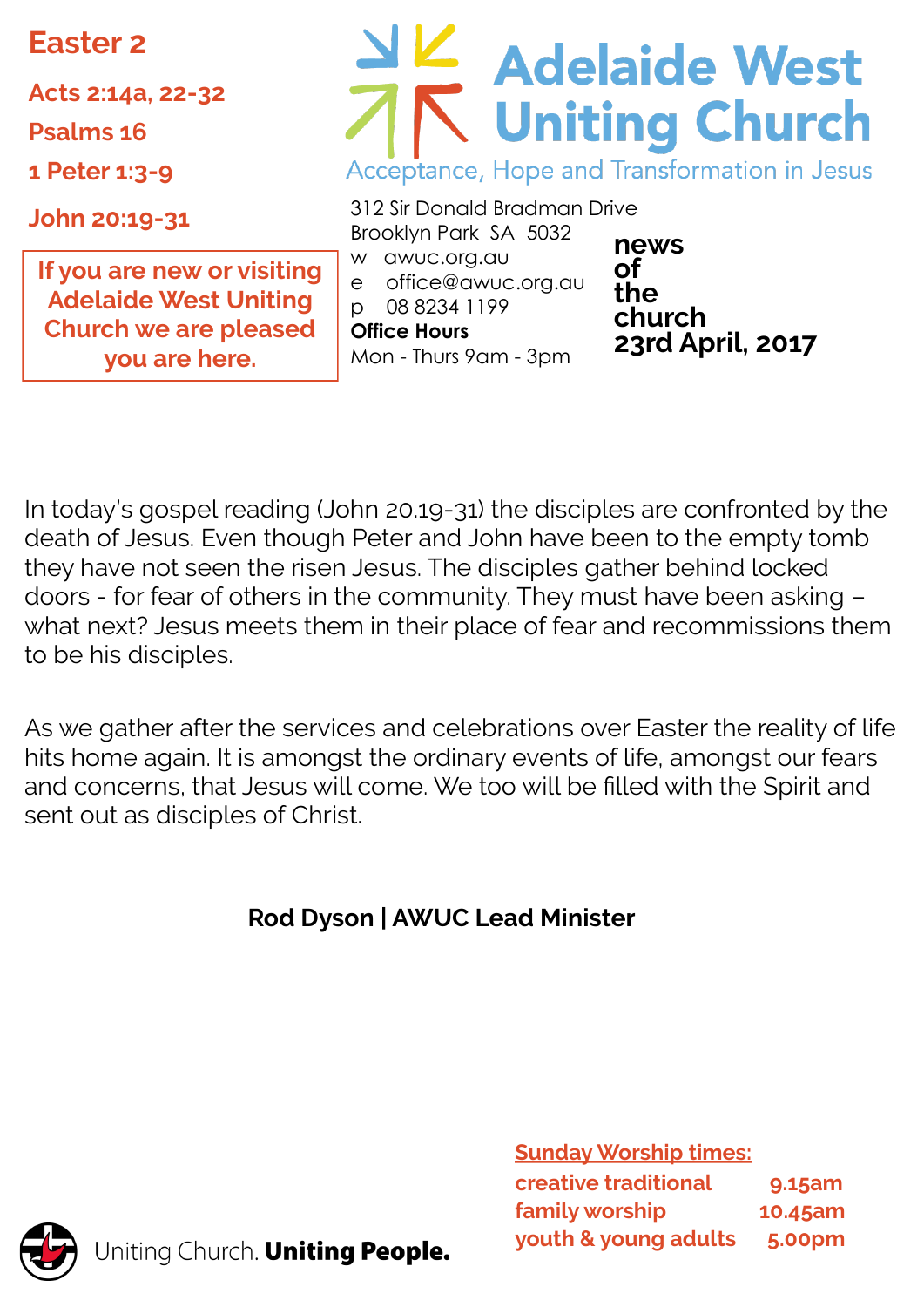# Adelaide West Uniting Church

Acceptance, Hope and Transformation in Jesus

312 Sir Donald Bradman Drive
Brooklyn Park SA 5032
w awuc.org.au
e office@awuc.org.au
p 08 8234 1199
**Office Hours**
Mon - Thurs 9am - 3pm

**news of the church**
**23rd April, 2017**

## Easter 2

**Acts 2:14a, 22-32**

**Psalms 16**

**1 Peter 1:3-9**

**John 20:19-31**

**If you are new or visiting Adelaide West Uniting Church we are pleased you are here.**

In today's gospel reading (John 20.19-31) the disciples are confronted by the death of Jesus. Even though Peter and John have been to the empty tomb they have not seen the risen Jesus. The disciples gather behind locked doors - for fear of others in the community. They must have been asking – what next? Jesus meets them in their place of fear and recommissions them to be his disciples.

As we gather after the services and celebrations over Easter the reality of life hits home again. It is amongst the ordinary events of life, amongst our fears and concerns, that Jesus will come. We too will be filled with the Spirit and sent out as disciples of Christ.

**Rod Dyson | AWUC Lead Minister**

Uniting Church. **Uniting People.**

**Sunday Worship times:**

| | |
|---|---|
| creative traditional | 9.15am |
| family worship | 10.45am |
| youth & young adults | 5.00pm |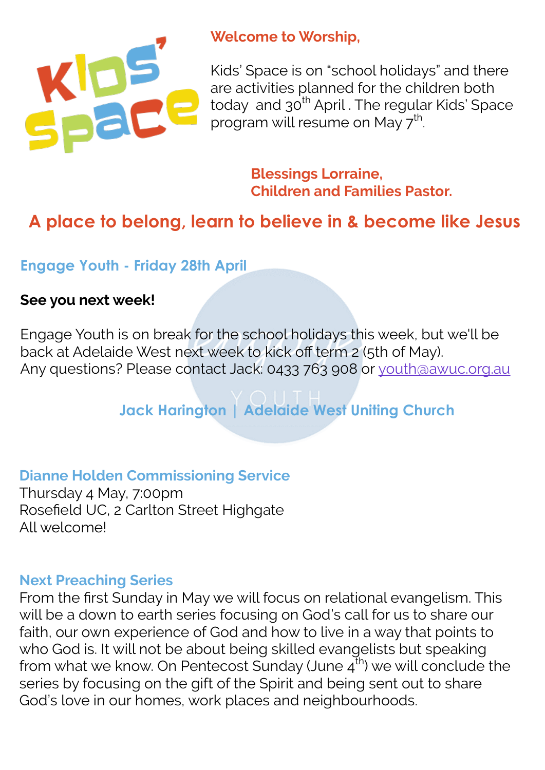**Welcome to Worship,**

Kids' Space is on "school holidays" and there are activities planned for the children both today and 30th April . The regular Kids' Space program will resume on May 7th.

**Blessings Lorraine,**
**Children and Families Pastor.**

## A place to belong, learn to believe in & become like Jesus

### Engage Youth - Friday 28th April

**See you next week!**

Engage Youth is on break for the school holidays this week, but we'll be back at Adelaide West next week to kick off term 2 (5th of May).
Any questions? Please contact Jack: 0433 763 908 or youth@awuc.org.au

**Jack Harington | Adelaide West Uniting Church**

### Dianne Holden Commissioning Service

Thursday 4 May, 7:00pm
Rosefield UC, 2 Carlton Street Highgate
All welcome!

### Next Preaching Series

From the first Sunday in May we will focus on relational evangelism. This will be a down to earth series focusing on God's call for us to share our faith, our own experience of God and how to live in a way that points to who God is. It will not be about being skilled evangelists but speaking from what we know. On Pentecost Sunday (June 4th) we will conclude the series by focusing on the gift of the Spirit and being sent out to share God's love in our homes, work places and neighbourhoods.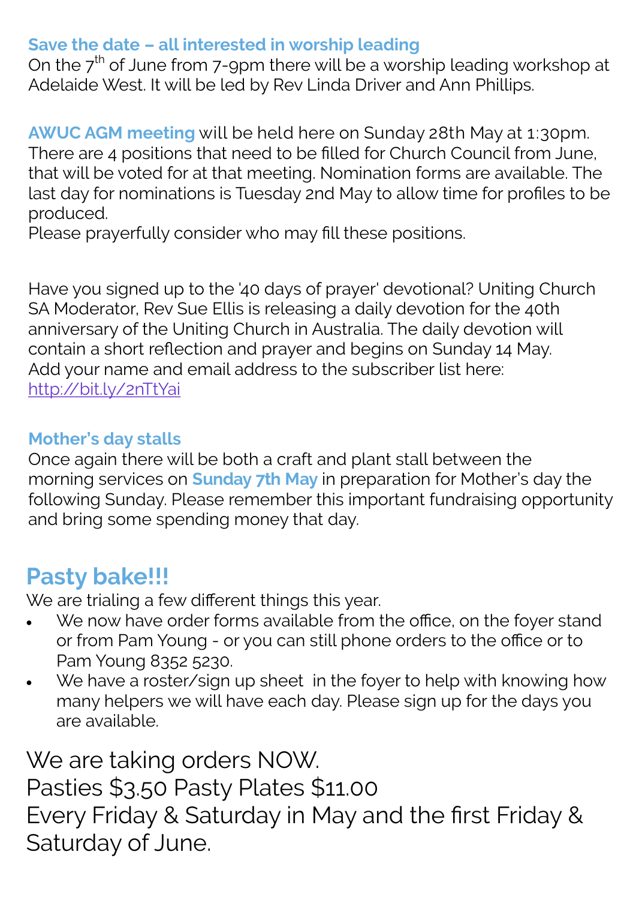**Save the date – all interested in worship leading**
On the 7th of June from 7-9pm there will be a worship leading workshop at Adelaide West. It will be led by Rev Linda Driver and Ann Phillips.

**AWUC AGM meeting** will be held here on Sunday 28th May at 1:30pm. There are 4 positions that need to be filled for Church Council from June, that will be voted for at that meeting. Nomination forms are available. The last day for nominations is Tuesday 2nd May to allow time for profiles to be produced.
Please prayerfully consider who may fill these positions.

Have you signed up to the '40 days of prayer' devotional? Uniting Church SA Moderator, Rev Sue Ellis is releasing a daily devotion for the 40th anniversary of the Uniting Church in Australia. The daily devotion will contain a short reflection and prayer and begins on Sunday 14 May.
Add your name and email address to the subscriber list here:
http://bit.ly/2nTtYai

**Mother's day stalls**
Once again there will be both a craft and plant stall between the morning services on **Sunday 7th May** in preparation for Mother's day the following Sunday. Please remember this important fundraising opportunity and bring some spending money that day.

## Pasty bake!!!

We are trialing a few different things this year.

- We now have order forms available from the office, on the foyer stand or from Pam Young - or you can still phone orders to the office or to Pam Young 8352 5230.
- We have a roster/sign up sheet in the foyer to help with knowing how many helpers we will have each day. Please sign up for the days you are available.

We are taking orders NOW.
Pasties $3.50 Pasty Plates $11.00
Every Friday & Saturday in May and the first Friday & Saturday of June.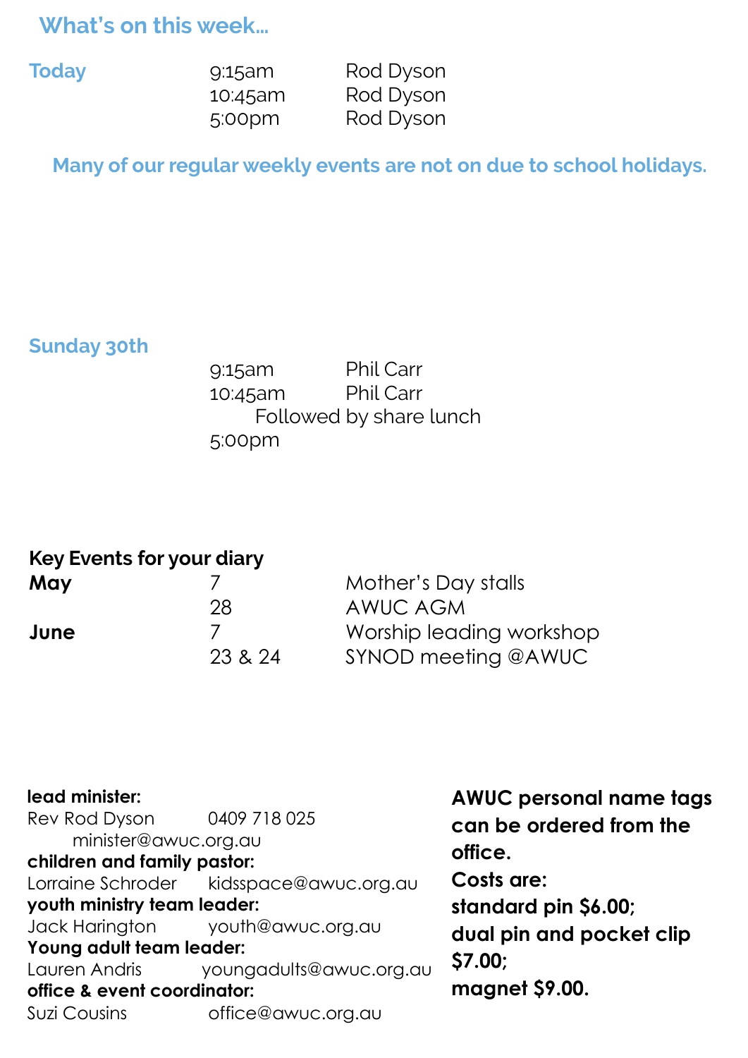## What's on this week...

| | | |
|---|---|---|
| **Today** | 9:15am | Rod Dyson |
| | 10:45am | Rod Dyson |
| | 5:00pm | Rod Dyson |

**Many of our regular weekly events are not on due to school holidays.**

| | | |
|---|---|---|
| **Sunday 30th** | 9:15am | Phil Carr |
| | 10:45am | Phil Carr |
| | Followed by share lunch | |
| | 5:00pm | |

**Key Events for your diary**

| | | |
|---|---|---|
| **May** | 7 | Mother's Day stalls |
| | 28 | AWUC AGM |
| **June** | 7 | Worship leading workshop |
| | 23 & 24 | SYNOD meeting @AWUC |

**lead minister:**
Rev Rod Dyson 0409 718 025
minister@awuc.org.au
**children and family pastor:**
Lorraine Schroder kidsspace@awuc.org.au
**youth ministry team leader:**
Jack Harington youth@awuc.org.au
**Young adult team leader:**
Lauren Andris youngadults@awuc.org.au
**office & event coordinator:**
Suzi Cousins office@awuc.org.au

**AWUC personal name tags can be ordered from the office.**
**Costs are:**
**standard pin $6.00;**
**dual pin and pocket clip $7.00;**
**magnet $9.00.**